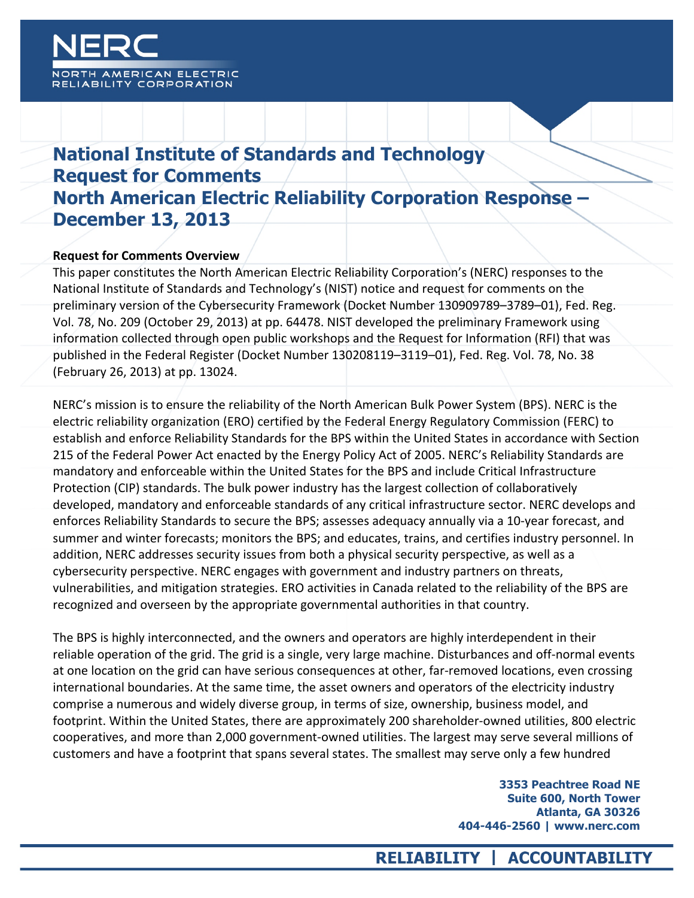# National Institute of Standards and Technology Request for Comments North American Electric Reliability Corporation Response – December 13, 2013

**Request for Comments Overview**

This paper constitutes the North American Electric Reliability Corporation's (NERC) responses to the National Institute of Standards and Technology's (NIST) notice and request for comments on the preliminary version of the Cybersecurity Framework (Docket Number 130909789–3789–01), Fed. Reg. Vol. 78, No. 209 (October 29, 2013) at pp. 64478. NIST developed the preliminary Framework using information collected through open public workshops and the Request for Information (RFI) that was published in the Federal Register (Docket Number 130208119–3119–01), Fed. Reg. Vol. 78, No. 38 (February 26, 2013) at pp. 13024.

NERC's mission is to ensure the reliability of the North American Bulk Power System (BPS). NERC is the electric reliability organization (ERO) certified by the Federal Energy Regulatory Commission (FERC) to establish and enforce Reliability Standards for the BPS within the United States in accordance with Section 215 of the Federal Power Act enacted by the Energy Policy Act of 2005. NERC's Reliability Standards are mandatory and enforceable within the United States for the BPS and include Critical Infrastructure Protection (CIP) standards. The bulk power industry has the largest collection of collaboratively developed, mandatory and enforceable standards of any critical infrastructure sector. NERC develops and enforces Reliability Standards to secure the BPS; assesses adequacy annually via a 10-year forecast, and summer and winter forecasts; monitors the BPS; and educates, trains, and certifies industry personnel. In addition, NERC addresses security issues from both a physical security perspective, as well as a cybersecurity perspective. NERC engages with government and industry partners on threats, vulnerabilities, and mitigation strategies. ERO activities in Canada related to the reliability of the BPS are recognized and overseen by the appropriate governmental authorities in that country.

The BPS is highly interconnected, and the owners and operators are highly interdependent in their reliable operation of the grid. The grid is a single, very large machine. Disturbances and off-normal events at one location on the grid can have serious consequences at other, far-removed locations, even crossing international boundaries. At the same time, the asset owners and operators of the electricity industry comprise a numerous and widely diverse group, in terms of size, ownership, business model, and footprint. Within the United States, there are approximately 200 shareholder-owned utilities, 800 electric cooperatives, and more than 2,000 government-owned utilities. The largest may serve several millions of customers and have a footprint that spans several states. The smallest may serve only a few hundred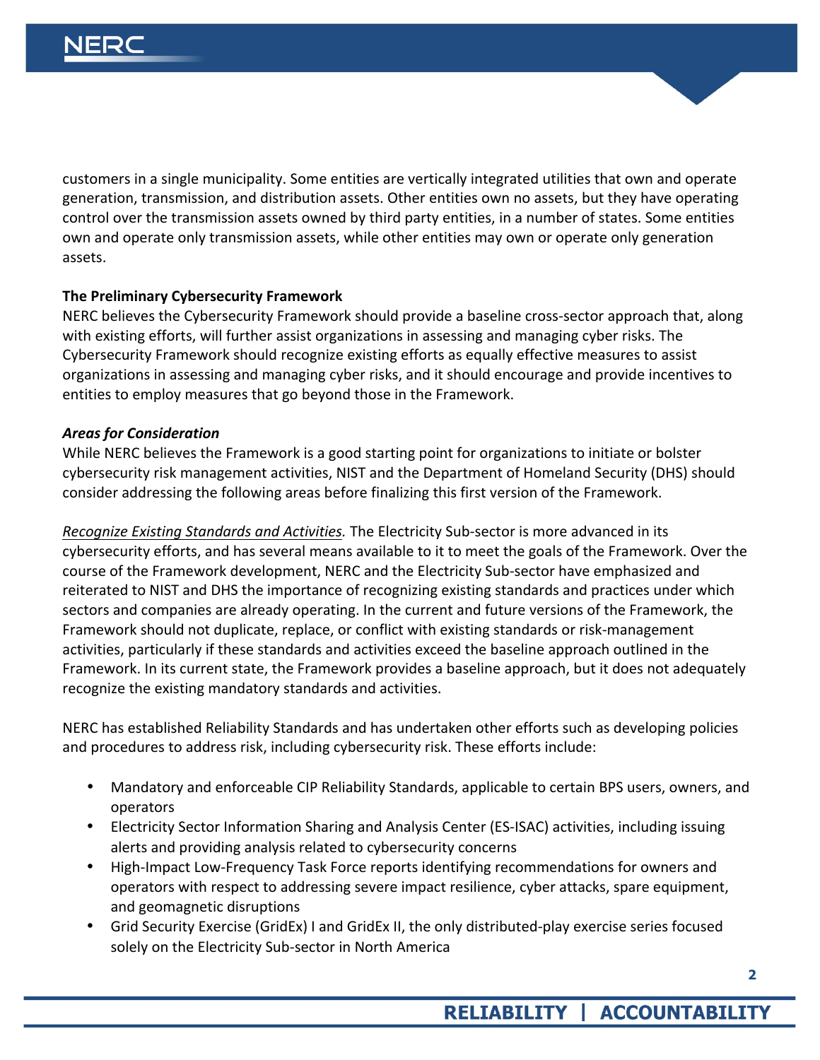customers in a single municipality. Some entities are vertically integrated utilities that own and operate generation, transmission, and distribution assets. Other entities own no assets, but they have operating control over the transmission assets owned by third party entities, in a number of states. Some entities own and operate only transmission assets, while other entities may own or operate only generation assets.

**The Preliminary Cybersecurity Framework**

NERC believes the Cybersecurity Framework should provide a baseline cross-sector approach that, along with existing efforts, will further assist organizations in assessing and managing cyber risks. The Cybersecurity Framework should recognize existing efforts as equally effective measures to assist organizations in assessing and managing cyber risks, and it should encourage and provide incentives to entities to employ measures that go beyond those in the Framework.

***Areas for Consideration***

While NERC believes the Framework is a good starting point for organizations to initiate or bolster cybersecurity risk management activities, NIST and the Department of Homeland Security (DHS) should consider addressing the following areas before finalizing this first version of the Framework.

<u>*Recognize Existing Standards and Activities.*</u> The Electricity Sub-sector is more advanced in its cybersecurity efforts, and has several means available to it to meet the goals of the Framework. Over the course of the Framework development, NERC and the Electricity Sub-sector have emphasized and reiterated to NIST and DHS the importance of recognizing existing standards and practices under which sectors and companies are already operating. In the current and future versions of the Framework, the Framework should not duplicate, replace, or conflict with existing standards or risk-management activities, particularly if these standards and activities exceed the baseline approach outlined in the Framework. In its current state, the Framework provides a baseline approach, but it does not adequately recognize the existing mandatory standards and activities.

NERC has established Reliability Standards and has undertaken other efforts such as developing policies and procedures to address risk, including cybersecurity risk. These efforts include:

- Mandatory and enforceable CIP Reliability Standards, applicable to certain BPS users, owners, and operators
- Electricity Sector Information Sharing and Analysis Center (ES-ISAC) activities, including issuing alerts and providing analysis related to cybersecurity concerns
- High-Impact Low-Frequency Task Force reports identifying recommendations for owners and operators with respect to addressing severe impact resilience, cyber attacks, spare equipment, and geomagnetic disruptions
- Grid Security Exercise (GridEx) I and GridEx II, the only distributed-play exercise series focused solely on the Electricity Sub-sector in North America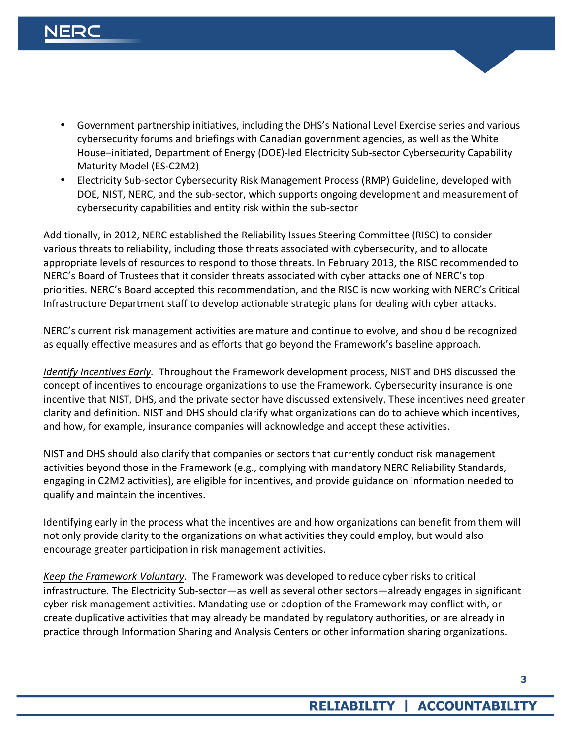- Government partnership initiatives, including the DHS's National Level Exercise series and various cybersecurity forums and briefings with Canadian government agencies, as well as the White House–initiated, Department of Energy (DOE)-led Electricity Sub-sector Cybersecurity Capability Maturity Model (ES-C2M2)
- Electricity Sub-sector Cybersecurity Risk Management Process (RMP) Guideline, developed with DOE, NIST, NERC, and the sub-sector, which supports ongoing development and measurement of cybersecurity capabilities and entity risk within the sub-sector

Additionally, in 2012, NERC established the Reliability Issues Steering Committee (RISC) to consider various threats to reliability, including those threats associated with cybersecurity, and to allocate appropriate levels of resources to respond to those threats. In February 2013, the RISC recommended to NERC's Board of Trustees that it consider threats associated with cyber attacks one of NERC's top priorities. NERC's Board accepted this recommendation, and the RISC is now working with NERC's Critical Infrastructure Department staff to develop actionable strategic plans for dealing with cyber attacks.

NERC's current risk management activities are mature and continue to evolve, and should be recognized as equally effective measures and as efforts that go beyond the Framework's baseline approach.

*Identify Incentives Early.* Throughout the Framework development process, NIST and DHS discussed the concept of incentives to encourage organizations to use the Framework. Cybersecurity insurance is one incentive that NIST, DHS, and the private sector have discussed extensively. These incentives need greater clarity and definition. NIST and DHS should clarify what organizations can do to achieve which incentives, and how, for example, insurance companies will acknowledge and accept these activities.

NIST and DHS should also clarify that companies or sectors that currently conduct risk management activities beyond those in the Framework (e.g., complying with mandatory NERC Reliability Standards, engaging in C2M2 activities), are eligible for incentives, and provide guidance on information needed to qualify and maintain the incentives.

Identifying early in the process what the incentives are and how organizations can benefit from them will not only provide clarity to the organizations on what activities they could employ, but would also encourage greater participation in risk management activities.

*Keep the Framework Voluntary.* The Framework was developed to reduce cyber risks to critical infrastructure. The Electricity Sub-sector—as well as several other sectors—already engages in significant cyber risk management activities. Mandating use or adoption of the Framework may conflict with, or create duplicative activities that may already be mandated by regulatory authorities, or are already in practice through Information Sharing and Analysis Centers or other information sharing organizations.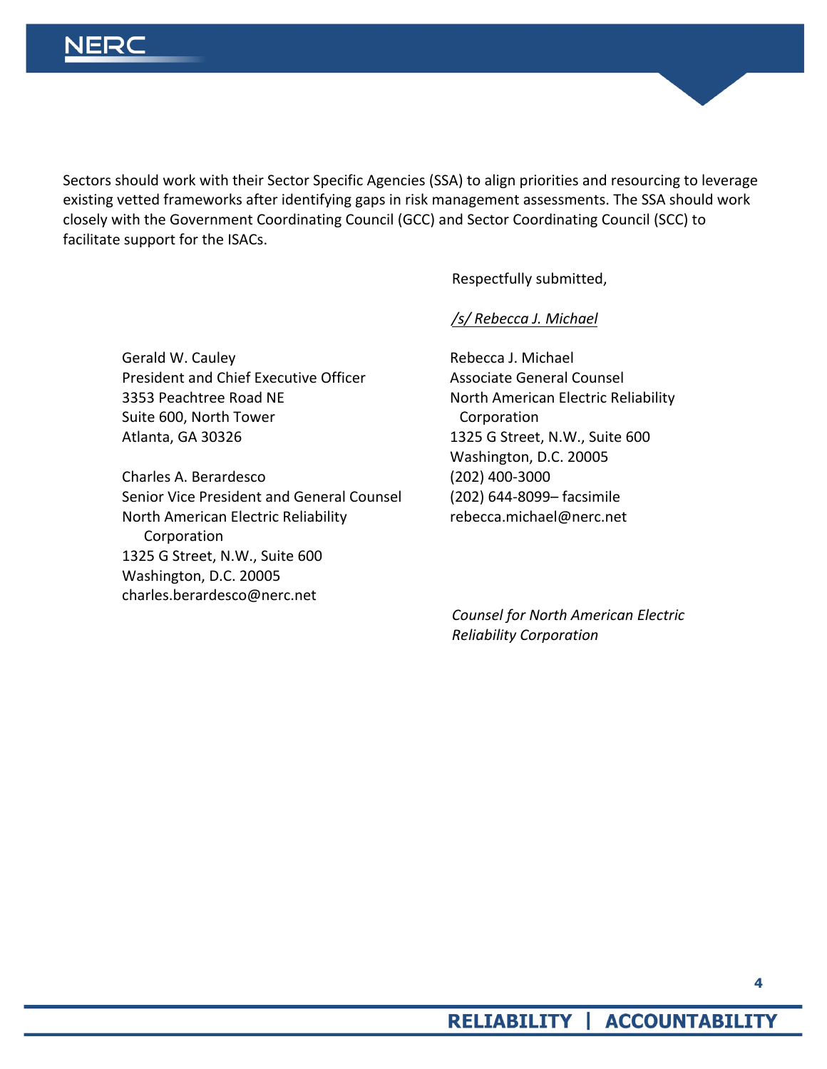Sectors should work with their Sector Specific Agencies (SSA) to align priorities and resourcing to leverage existing vetted frameworks after identifying gaps in risk management assessments. The SSA should work closely with the Government Coordinating Council (GCC) and Sector Coordinating Council (SCC) to facilitate support for the ISACs.

Respectfully submitted,

*/s/ Rebecca J. Michael*

Gerald W. Cauley
President and Chief Executive Officer
3353 Peachtree Road NE
Suite 600, North Tower
Atlanta, GA 30326

Charles A. Berardesco
Senior Vice President and General Counsel
North American Electric Reliability Corporation
1325 G Street, N.W., Suite 600
Washington, D.C. 20005
charles.berardesco@nerc.net

Rebecca J. Michael
Associate General Counsel
North American Electric Reliability Corporation
1325 G Street, N.W., Suite 600
Washington, D.C. 20005
(202) 400-3000
(202) 644-8099– facsimile
rebecca.michael@nerc.net

*Counsel for North American Electric Reliability Corporation*